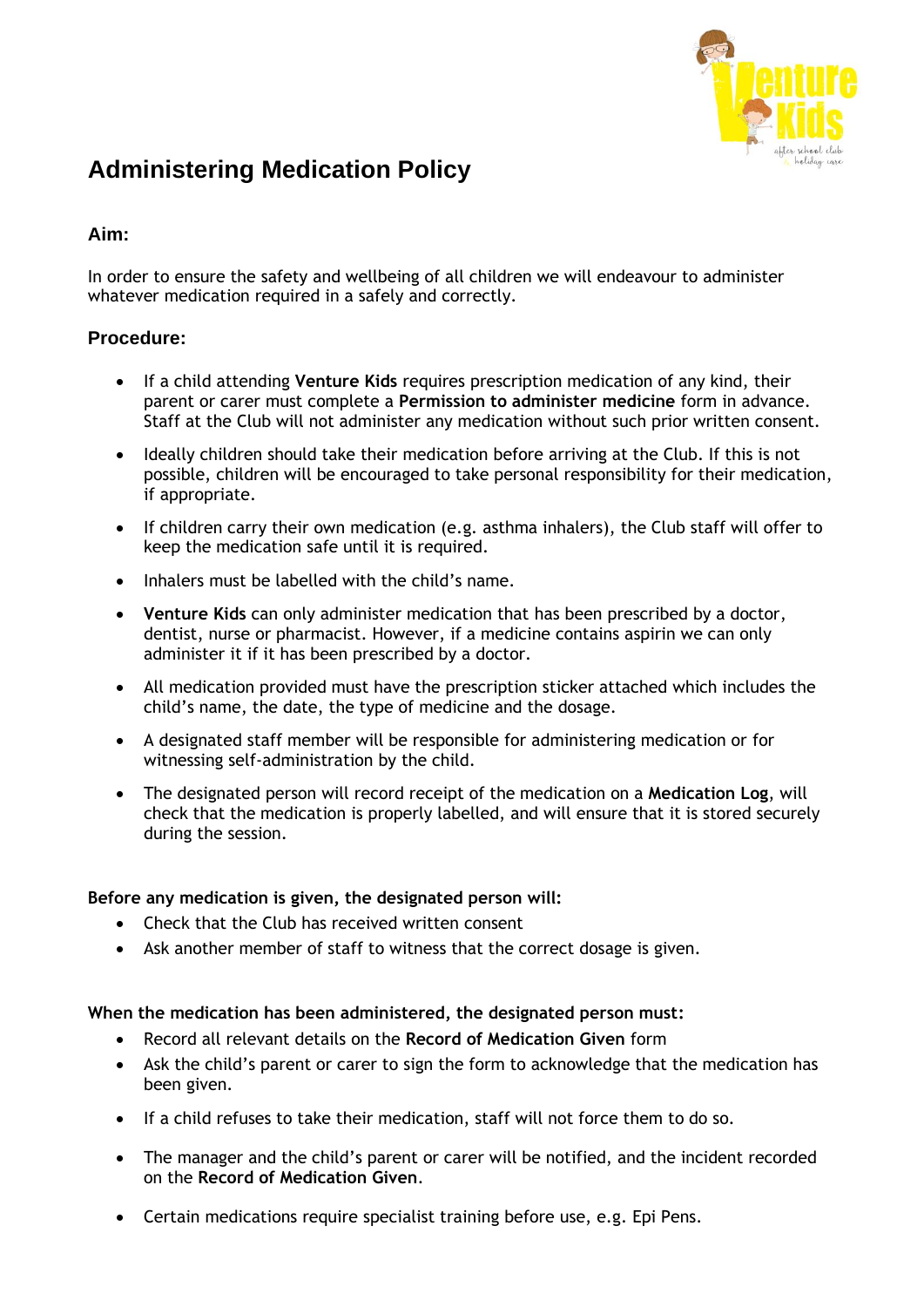# Administering Medication Policy

### Aim:

In order to ensure the safety and wellbeing of all children we will endeavour to administer whatever medication required in a safely and correctly.

### Procedure:

- If a child attending **Venture Kids** requires prescription medication of any kind, their parent or carer must complete a **Permission to administer medicine** form in advance. Staff at the Club will not administer any medication without such prior written consent.
- Ideally children should take their medication before arriving at the Club. If this is not possible, children will be encouraged to take personal responsibility for their medication, if appropriate.
- If children carry their own medication (e.g. asthma inhalers), the Club staff will offer to keep the medication safe until it is required.
- Inhalers must be labelled with the child's name.
- **Venture Kids** can only administer medication that has been prescribed by a doctor, dentist, nurse or pharmacist. However, if a medicine contains aspirin we can only administer it if it has been prescribed by a doctor.
- All medication provided must have the prescription sticker attached which includes the child's name, the date, the type of medicine and the dosage.
- A designated staff member will be responsible for administering medication or for witnessing self-administration by the child.
- The designated person will record receipt of the medication on a **Medication Log**, will check that the medication is properly labelled, and will ensure that it is stored securely during the session.

**Before any medication is given, the designated person will:**

- Check that the Club has received written consent
- Ask another member of staff to witness that the correct dosage is given.

**When the medication has been administered, the designated person must:**

- Record all relevant details on the **Record of Medication Given** form
- Ask the child's parent or carer to sign the form to acknowledge that the medication has been given.
- If a child refuses to take their medication, staff will not force them to do so.
- The manager and the child's parent or carer will be notified, and the incident recorded on the **Record of Medication Given**.
- Certain medications require specialist training before use, e.g. Epi Pens.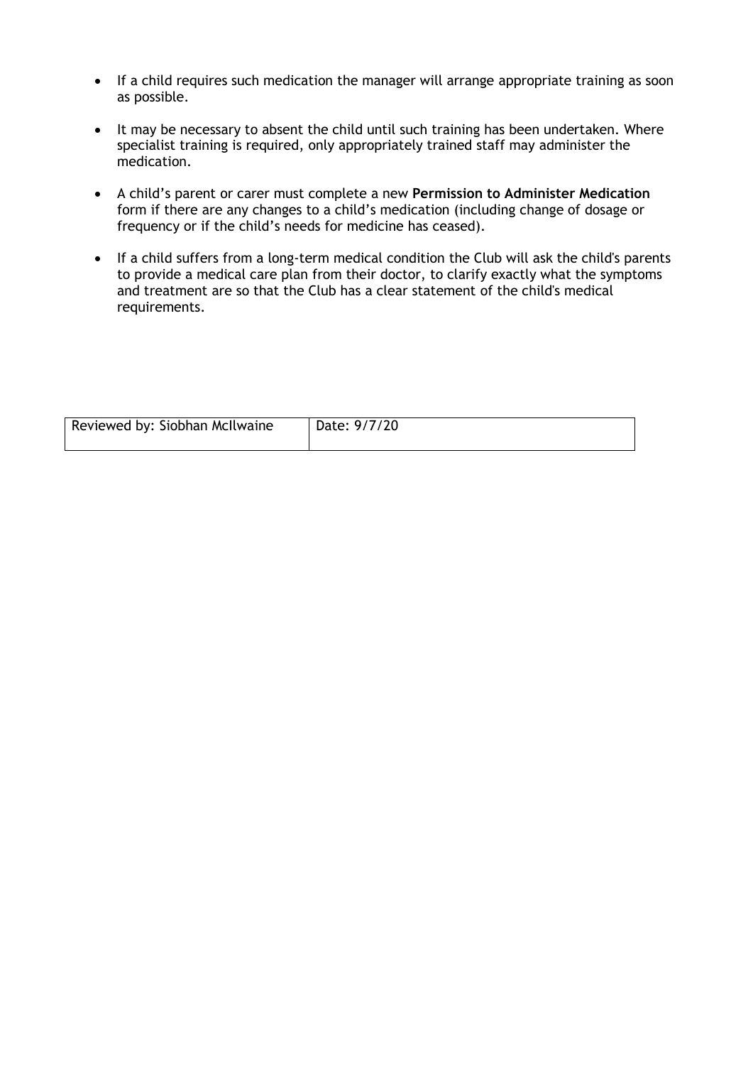- If a child requires such medication the manager will arrange appropriate training as soon as possible.
- It may be necessary to absent the child until such training has been undertaken. Where specialist training is required, only appropriately trained staff may administer the medication.
- A child's parent or carer must complete a new **Permission to Administer Medication** form if there are any changes to a child's medication (including change of dosage or frequency or if the child's needs for medicine has ceased).
- If a child suffers from a long-term medical condition the Club will ask the child's parents to provide a medical care plan from their doctor, to clarify exactly what the symptoms and treatment are so that the Club has a clear statement of the child's medical requirements.

| | |
|---|---|
| Reviewed by: Siobhan McIlwaine | Date: 9/7/20 |